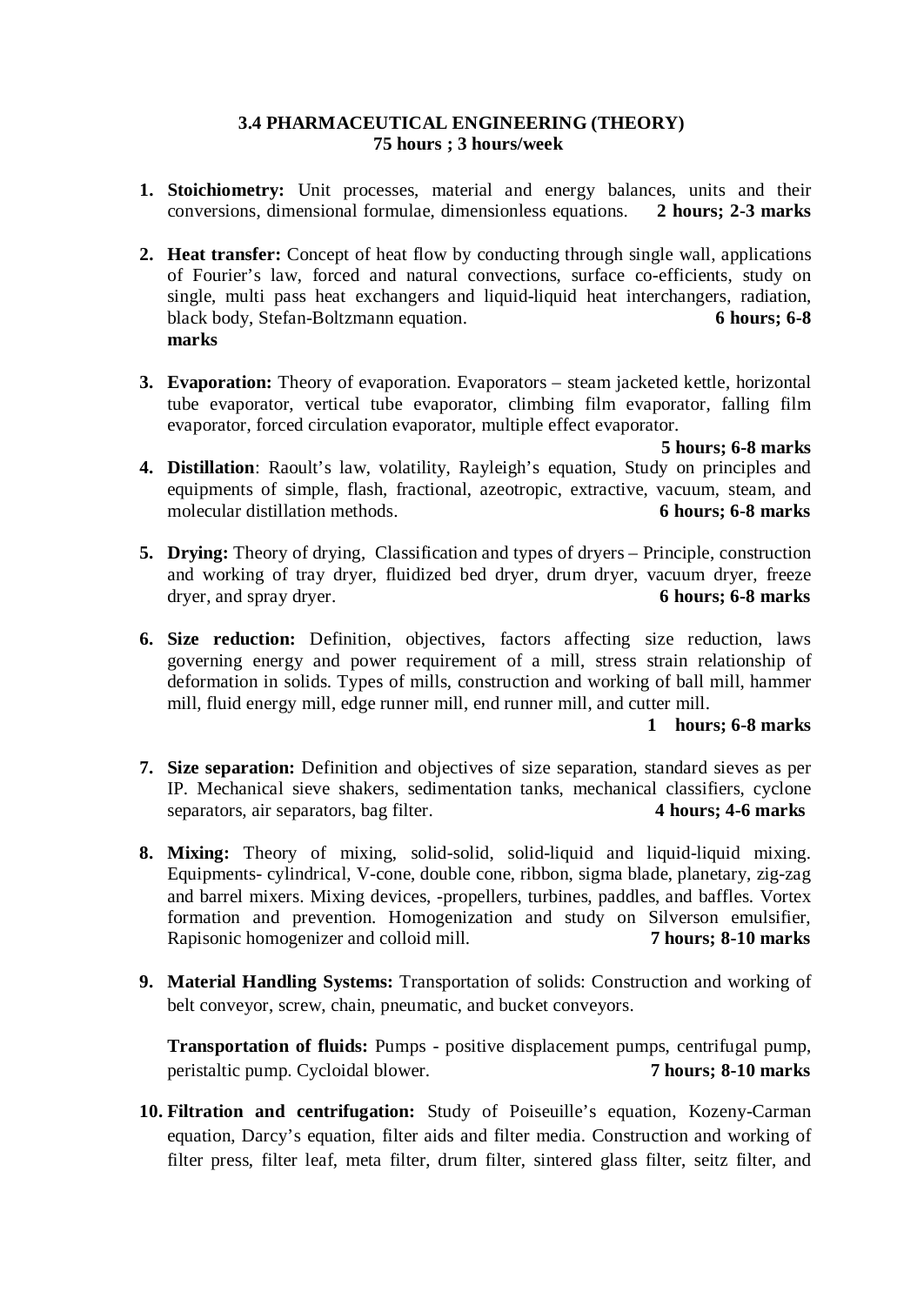## 3.4 PHARMACEUTICAL ENGINEERING (THEORY)

**75 hours ; 3 hours/week**

1. **Stoichiometry:** Unit processes, material and energy balances, units and their conversions, dimensional formulae, dimensionless equations. **2 hours; 2-3 marks**

2. **Heat transfer:** Concept of heat flow by conducting through single wall, applications of Fourier's law, forced and natural convections, surface co-efficients, study on single, multi pass heat exchangers and liquid-liquid heat interchangers, radiation, black body, Stefan-Boltzmann equation. **6 hours; 6-8 marks**

3. **Evaporation:** Theory of evaporation. Evaporators – steam jacketed kettle, horizontal tube evaporator, vertical tube evaporator, climbing film evaporator, falling film evaporator, forced circulation evaporator, multiple effect evaporator. **5 hours; 6-8 marks**

4. **Distillation**: Raoult's law, volatility, Rayleigh's equation, Study on principles and equipments of simple, flash, fractional, azeotropic, extractive, vacuum, steam, and molecular distillation methods. **6 hours; 6-8 marks**

5. **Drying:** Theory of drying, Classification and types of dryers – Principle, construction and working of tray dryer, fluidized bed dryer, drum dryer, vacuum dryer, freeze dryer, and spray dryer. **6 hours; 6-8 marks**

6. **Size reduction:** Definition, objectives, factors affecting size reduction, laws governing energy and power requirement of a mill, stress strain relationship of deformation in solids. Types of mills, construction and working of ball mill, hammer mill, fluid energy mill, edge runner mill, end runner mill, and cutter mill. **1 hours; 6-8 marks**

7. **Size separation:** Definition and objectives of size separation, standard sieves as per IP. Mechanical sieve shakers, sedimentation tanks, mechanical classifiers, cyclone separators, air separators, bag filter. **4 hours; 4-6 marks**

8. **Mixing:** Theory of mixing, solid-solid, solid-liquid and liquid-liquid mixing. Equipments- cylindrical, V-cone, double cone, ribbon, sigma blade, planetary, zig-zag and barrel mixers. Mixing devices, -propellers, turbines, paddles, and baffles. Vortex formation and prevention. Homogenization and study on Silverson emulsifier, Rapisonic homogenizer and colloid mill. **7 hours; 8-10 marks**

9. **Material Handling Systems:** Transportation of solids: Construction and working of belt conveyor, screw, chain, pneumatic, and bucket conveyors.

   **Transportation of fluids:** Pumps - positive displacement pumps, centrifugal pump, peristaltic pump. Cycloidal blower. **7 hours; 8-10 marks**

10. **Filtration and centrifugation:** Study of Poiseuille's equation, Kozeny-Carman equation, Darcy's equation, filter aids and filter media. Construction and working of filter press, filter leaf, meta filter, drum filter, sintered glass filter, seitz filter, and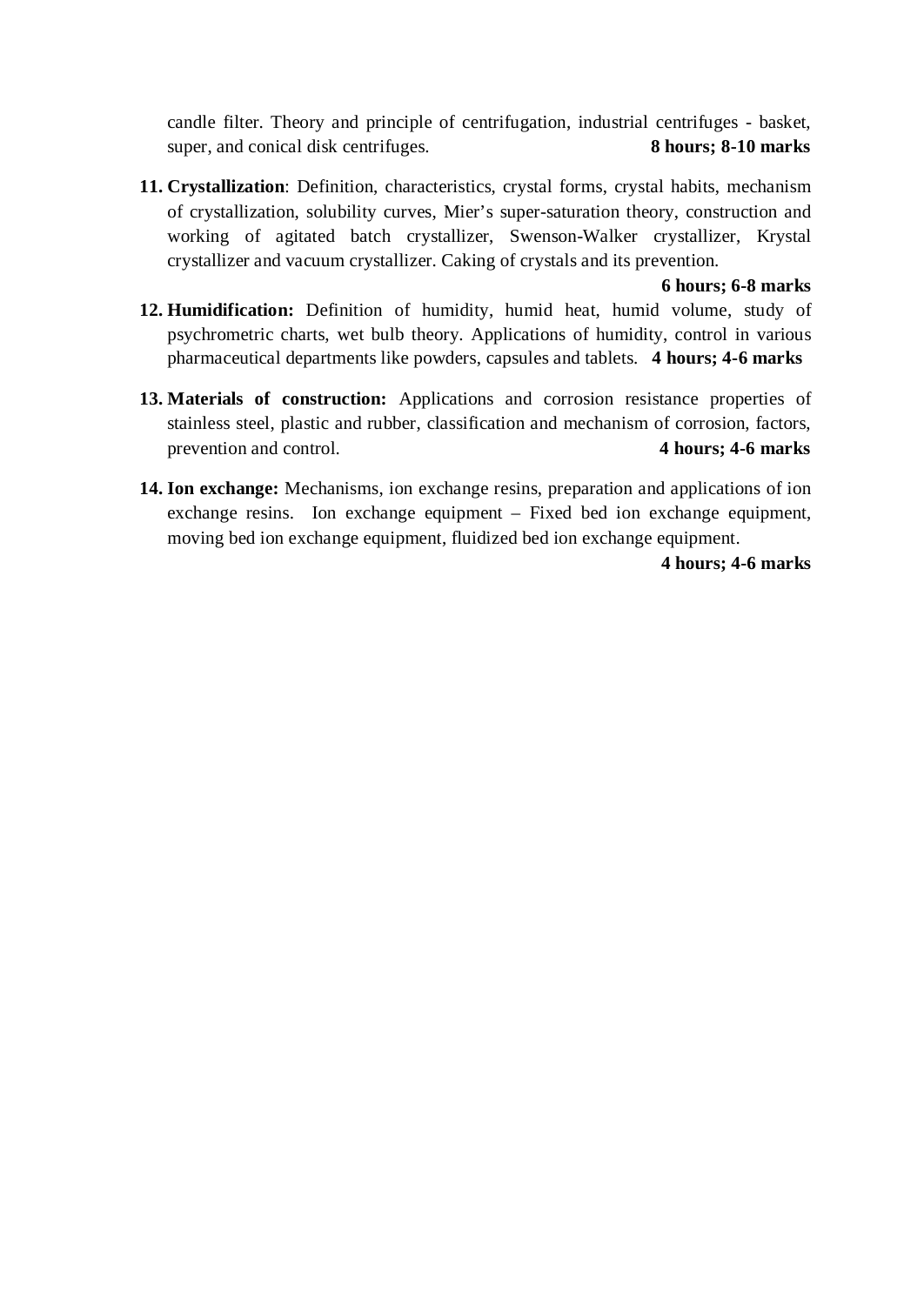candle filter. Theory and principle of centrifugation, industrial centrifuges - basket, super, and conical disk centrifuges. **8 hours; 8-10 marks**

11. **Crystallization**: Definition, characteristics, crystal forms, crystal habits, mechanism of crystallization, solubility curves, Mier's super-saturation theory, construction and working of agitated batch crystallizer, Swenson-Walker crystallizer, Krystal crystallizer and vacuum crystallizer. Caking of crystals and its prevention.
    **6 hours; 6-8 marks**
12. **Humidification:** Definition of humidity, humid heat, humid volume, study of psychrometric charts, wet bulb theory. Applications of humidity, control in various pharmaceutical departments like powders, capsules and tablets. **4 hours; 4-6 marks**
13. **Materials of construction:** Applications and corrosion resistance properties of stainless steel, plastic and rubber, classification and mechanism of corrosion, factors, prevention and control. **4 hours; 4-6 marks**
14. **Ion exchange:** Mechanisms, ion exchange resins, preparation and applications of ion exchange resins. Ion exchange equipment – Fixed bed ion exchange equipment, moving bed ion exchange equipment, fluidized bed ion exchange equipment.
    **4 hours; 4-6 marks**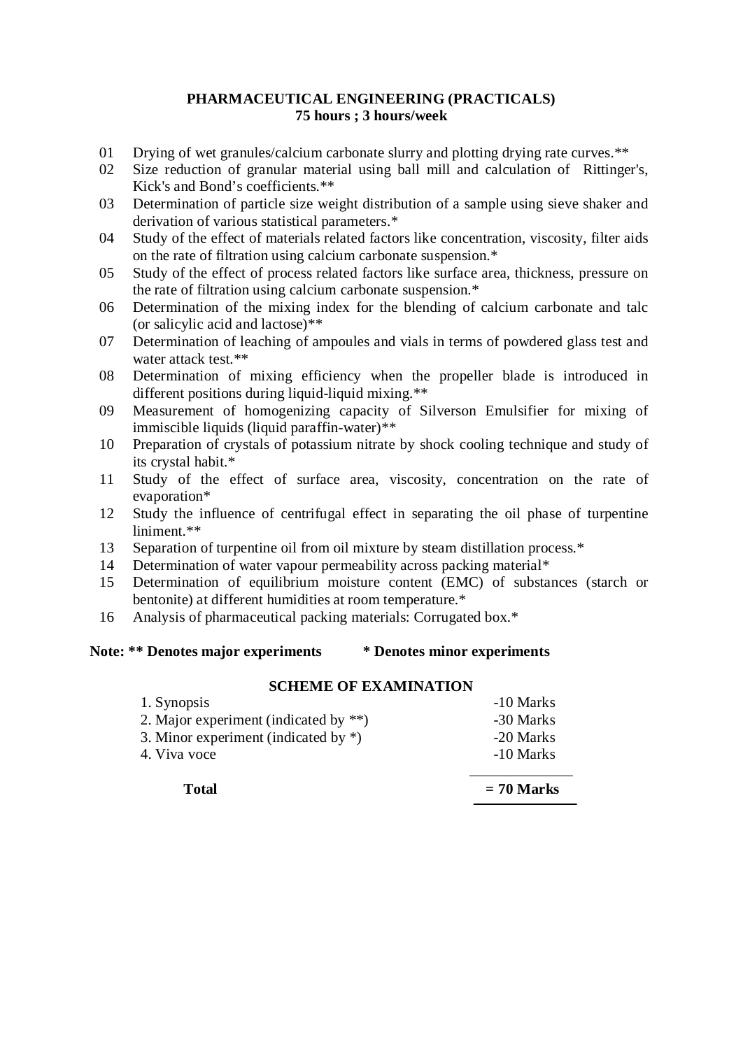**PHARMACEUTICAL ENGINEERING (PRACTICALS)**
**75 hours ; 3 hours/week**

01 Drying of wet granules/calcium carbonate slurry and plotting drying rate curves.**
02 Size reduction of granular material using ball mill and calculation of Rittinger's, Kick's and Bond's coefficients.**
03 Determination of particle size weight distribution of a sample using sieve shaker and derivation of various statistical parameters.*
04 Study of the effect of materials related factors like concentration, viscosity, filter aids on the rate of filtration using calcium carbonate suspension.*
05 Study of the effect of process related factors like surface area, thickness, pressure on the rate of filtration using calcium carbonate suspension.*
06 Determination of the mixing index for the blending of calcium carbonate and talc (or salicylic acid and lactose)**
07 Determination of leaching of ampoules and vials in terms of powdered glass test and water attack test.**
08 Determination of mixing efficiency when the propeller blade is introduced in different positions during liquid-liquid mixing.**
09 Measurement of homogenizing capacity of Silverson Emulsifier for mixing of immiscible liquids (liquid paraffin-water)**
10 Preparation of crystals of potassium nitrate by shock cooling technique and study of its crystal habit.*
11 Study of the effect of surface area, viscosity, concentration on the rate of evaporation*
12 Study the influence of centrifugal effect in separating the oil phase of turpentine liniment.**
13 Separation of turpentine oil from oil mixture by steam distillation process.*
14 Determination of water vapour permeability across packing material*
15 Determination of equilibrium moisture content (EMC) of substances (starch or bentonite) at different humidities at room temperature.*
16 Analysis of pharmaceutical packing materials: Corrugated box.*

**Note: ** Denotes major experiments      * Denotes minor experiments**

**SCHEME OF EXAMINATION**

| | |
|---|---|
| 1. Synopsis | -10 Marks |
| 2. Major experiment (indicated by **) | -30 Marks |
| 3. Minor experiment (indicated by *) | -20 Marks |
| 4. Viva voce | -10 Marks |
| **Total** | **= 70 Marks** |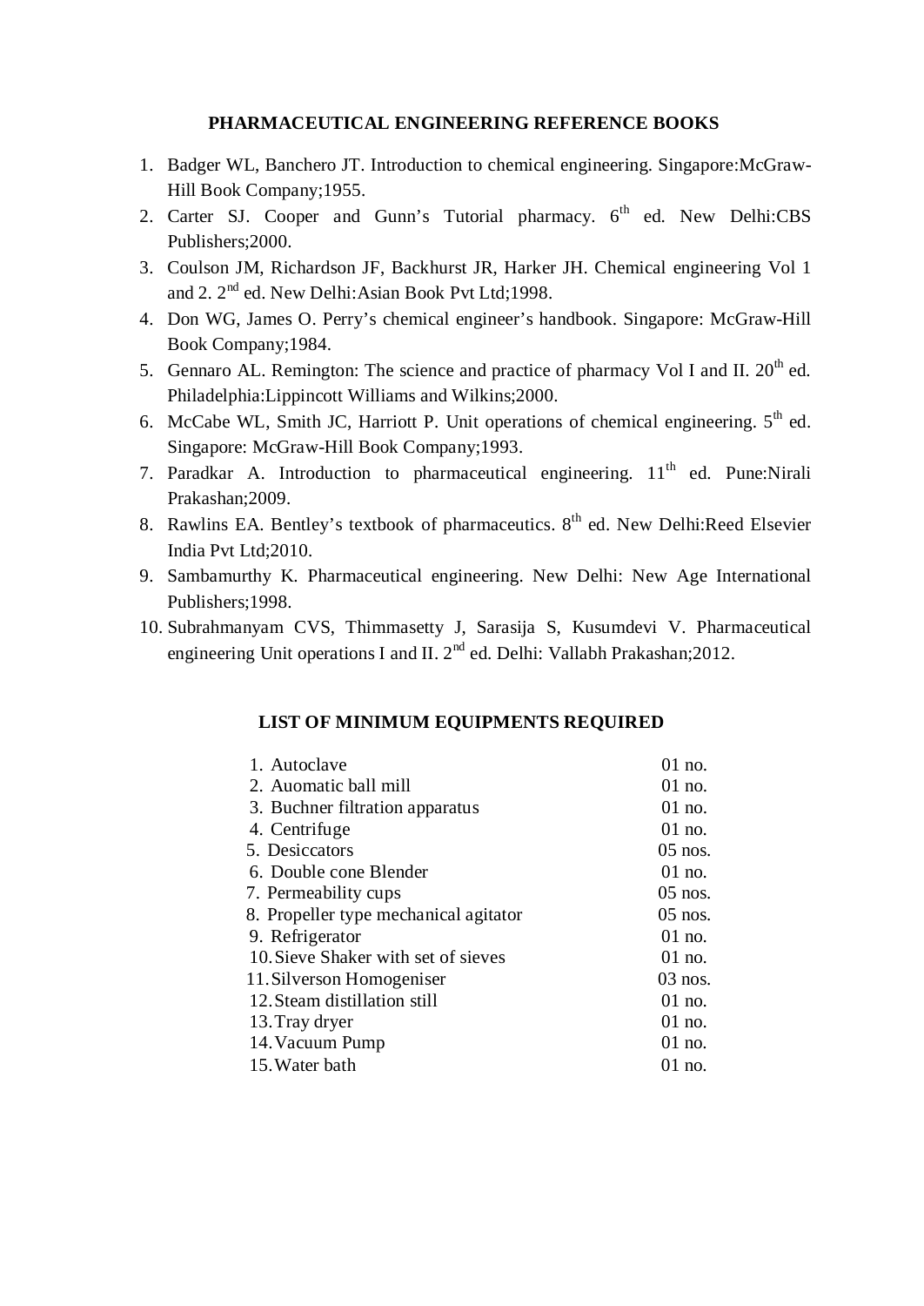## PHARMACEUTICAL ENGINEERING REFERENCE BOOKS

1. Badger WL, Banchero JT. Introduction to chemical engineering. Singapore:McGraw-Hill Book Company;1955.
2. Carter SJ. Cooper and Gunn's Tutorial pharmacy. 6th ed. New Delhi:CBS Publishers;2000.
3. Coulson JM, Richardson JF, Backhurst JR, Harker JH. Chemical engineering Vol 1 and 2. 2nd ed. New Delhi:Asian Book Pvt Ltd;1998.
4. Don WG, James O. Perry's chemical engineer's handbook. Singapore: McGraw-Hill Book Company;1984.
5. Gennaro AL. Remington: The science and practice of pharmacy Vol I and II. 20th ed. Philadelphia:Lippincott Williams and Wilkins;2000.
6. McCabe WL, Smith JC, Harriott P. Unit operations of chemical engineering. 5th ed. Singapore: McGraw-Hill Book Company;1993.
7. Paradkar A. Introduction to pharmaceutical engineering. 11th ed. Pune:Nirali Prakashan;2009.
8. Rawlins EA. Bentley's textbook of pharmaceutics. 8th ed. New Delhi:Reed Elsevier India Pvt Ltd;2010.
9. Sambamurthy K. Pharmaceutical engineering. New Delhi: New Age International Publishers;1998.
10. Subrahmanyam CVS, Thimmasetty J, Sarasija S, Kusumdevi V. Pharmaceutical engineering Unit operations I and II. 2nd ed. Delhi: Vallabh Prakashan;2012.

## LIST OF MINIMUM EQUIPMENTS REQUIRED

| | |
|---|---|
| 1. Autoclave | 01 no. |
| 2. Auomatic ball mill | 01 no. |
| 3. Buchner filtration apparatus | 01 no. |
| 4. Centrifuge | 01 no. |
| 5. Desiccators | 05 nos. |
| 6. Double cone Blender | 01 no. |
| 7. Permeability cups | 05 nos. |
| 8. Propeller type mechanical agitator | 05 nos. |
| 9. Refrigerator | 01 no. |
| 10. Sieve Shaker with set of sieves | 01 no. |
| 11. Silverson Homogeniser | 03 nos. |
| 12. Steam distillation still | 01 no. |
| 13. Tray dryer | 01 no. |
| 14. Vacuum Pump | 01 no. |
| 15. Water bath | 01 no. |